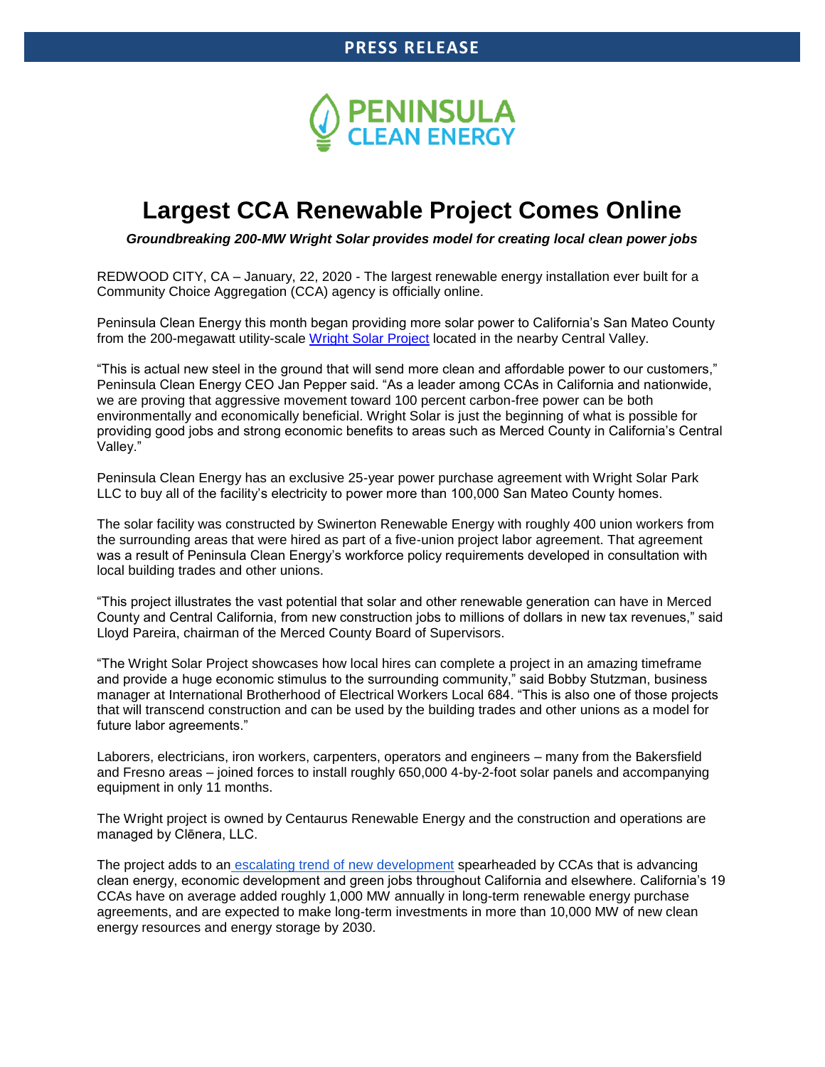**PRESS RELEASE**

PENINSULA CLEAN ENERGY

# Largest CCA Renewable Project Comes Online

***Groundbreaking 200-MW Wright Solar provides model for creating local clean power jobs***

REDWOOD CITY, CA – January, 22, 2020 - The largest renewable energy installation ever built for a Community Choice Aggregation (CCA) agency is officially online.

Peninsula Clean Energy this month began providing more solar power to California's San Mateo County from the 200-megawatt utility-scale Wright Solar Project located in the nearby Central Valley.

"This is actual new steel in the ground that will send more clean and affordable power to our customers," Peninsula Clean Energy CEO Jan Pepper said. "As a leader among CCAs in California and nationwide, we are proving that aggressive movement toward 100 percent carbon-free power can be both environmentally and economically beneficial. Wright Solar is just the beginning of what is possible for providing good jobs and strong economic benefits to areas such as Merced County in California's Central Valley."

Peninsula Clean Energy has an exclusive 25-year power purchase agreement with Wright Solar Park LLC to buy all of the facility's electricity to power more than 100,000 San Mateo County homes.

The solar facility was constructed by Swinerton Renewable Energy with roughly 400 union workers from the surrounding areas that were hired as part of a five-union project labor agreement. That agreement was a result of Peninsula Clean Energy's workforce policy requirements developed in consultation with local building trades and other unions.

"This project illustrates the vast potential that solar and other renewable generation can have in Merced County and Central California, from new construction jobs to millions of dollars in new tax revenues," said Lloyd Pareira, chairman of the Merced County Board of Supervisors.

"The Wright Solar Project showcases how local hires can complete a project in an amazing timeframe and provide a huge economic stimulus to the surrounding community," said Bobby Stutzman, business manager at International Brotherhood of Electrical Workers Local 684. "This is also one of those projects that will transcend construction and can be used by the building trades and other unions as a model for future labor agreements."

Laborers, electricians, iron workers, carpenters, operators and engineers – many from the Bakersfield and Fresno areas – joined forces to install roughly 650,000 4-by-2-foot solar panels and accompanying equipment in only 11 months.

The Wright project is owned by Centaurus Renewable Energy and the construction and operations are managed by Clēnera, LLC.

The project adds to an escalating trend of new development spearheaded by CCAs that is advancing clean energy, economic development and green jobs throughout California and elsewhere. California's 19 CCAs have on average added roughly 1,000 MW annually in long-term renewable energy purchase agreements, and are expected to make long-term investments in more than 10,000 MW of new clean energy resources and energy storage by 2030.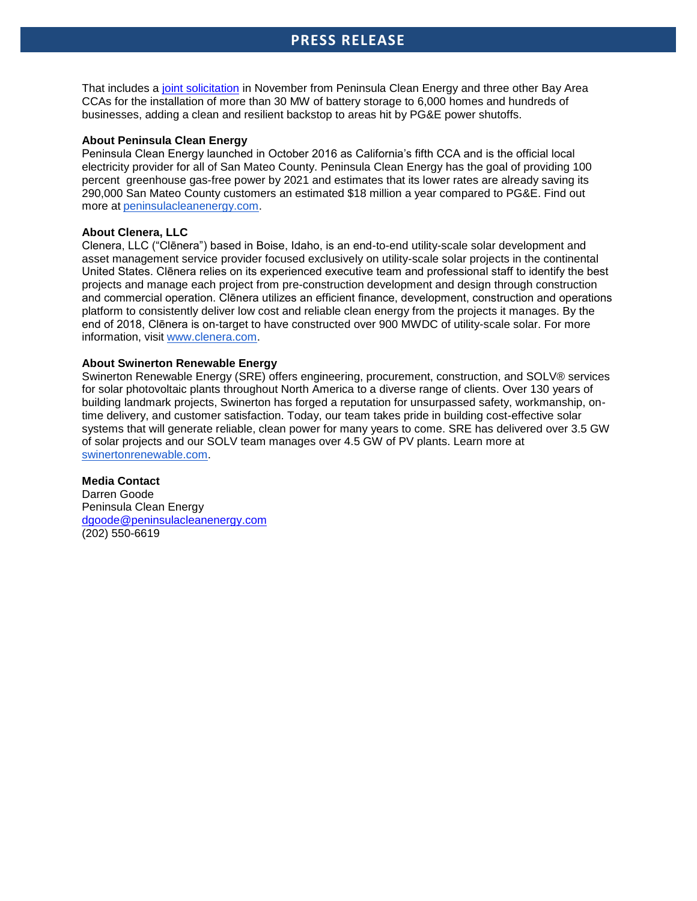That includes a [joint solicitation](#) in November from Peninsula Clean Energy and three other Bay Area CCAs for the installation of more than 30 MW of battery storage to 6,000 homes and hundreds of businesses, adding a clean and resilient backstop to areas hit by PG&E power shutoffs.

**About Peninsula Clean Energy**
Peninsula Clean Energy launched in October 2016 as California's fifth CCA and is the official local electricity provider for all of San Mateo County. Peninsula Clean Energy has the goal of providing 100 percent greenhouse gas-free power by 2021 and estimates that its lower rates are already saving its 290,000 San Mateo County customers an estimated $18 million a year compared to PG&E. Find out more at [peninsulacleanenergy.com](https://peninsulacleanenergy.com).

**About Clenera, LLC**
Clenera, LLC ("Clēnera") based in Boise, Idaho, is an end-to-end utility-scale solar development and asset management service provider focused exclusively on utility-scale solar projects in the continental United States. Clēnera relies on its experienced executive team and professional staff to identify the best projects and manage each project from pre-construction development and design through construction and commercial operation. Clēnera utilizes an efficient finance, development, construction and operations platform to consistently deliver low cost and reliable clean energy from the projects it manages. By the end of 2018, Clēnera is on-target to have constructed over 900 MWDC of utility-scale solar. For more information, visit [www.clenera.com](http://www.clenera.com).

**About Swinerton Renewable Energy**
Swinerton Renewable Energy (SRE) offers engineering, procurement, construction, and SOLV® services for solar photovoltaic plants throughout North America to a diverse range of clients. Over 130 years of building landmark projects, Swinerton has forged a reputation for unsurpassed safety, workmanship, on-time delivery, and customer satisfaction. Today, our team takes pride in building cost-effective solar systems that will generate reliable, clean power for many years to come. SRE has delivered over 3.5 GW of solar projects and our SOLV team manages over 4.5 GW of PV plants. Learn more at [swinertonrenewable.com](https://swinertonrenewable.com).

**Media Contact**
Darren Goode
Peninsula Clean Energy
[dgoode@peninsulacleanenergy.com](mailto:dgoode@peninsulacleanenergy.com)
(202) 550-6619